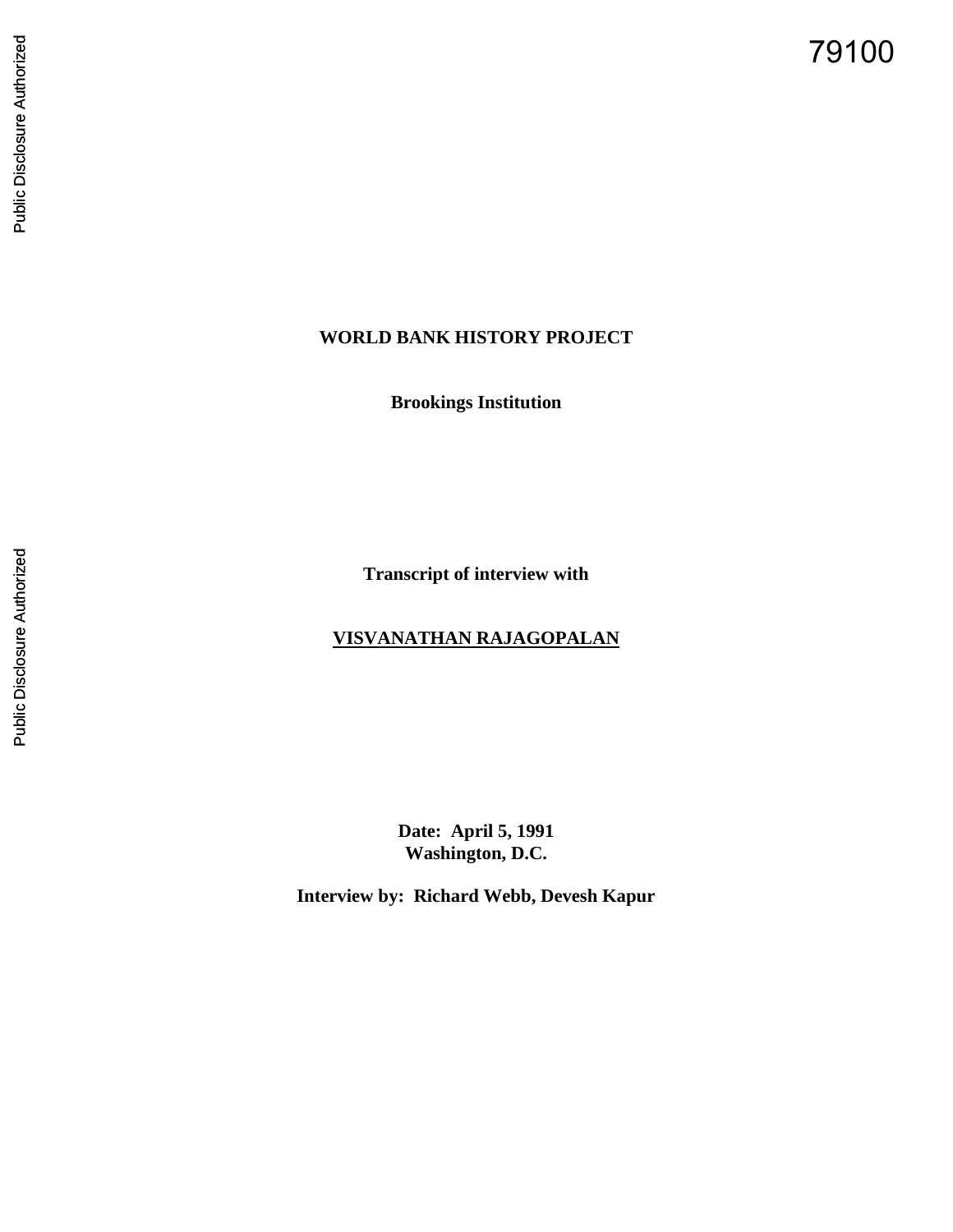79100

**WORLD BANK HISTORY PROJECT**

**Brookings Institution**

**Transcript of interview with**

**VISVANATHAN RAJAGOPALAN**

**Date: April 5, 1991**
**Washington, D.C.**

**Interview by: Richard Webb, Devesh Kapur**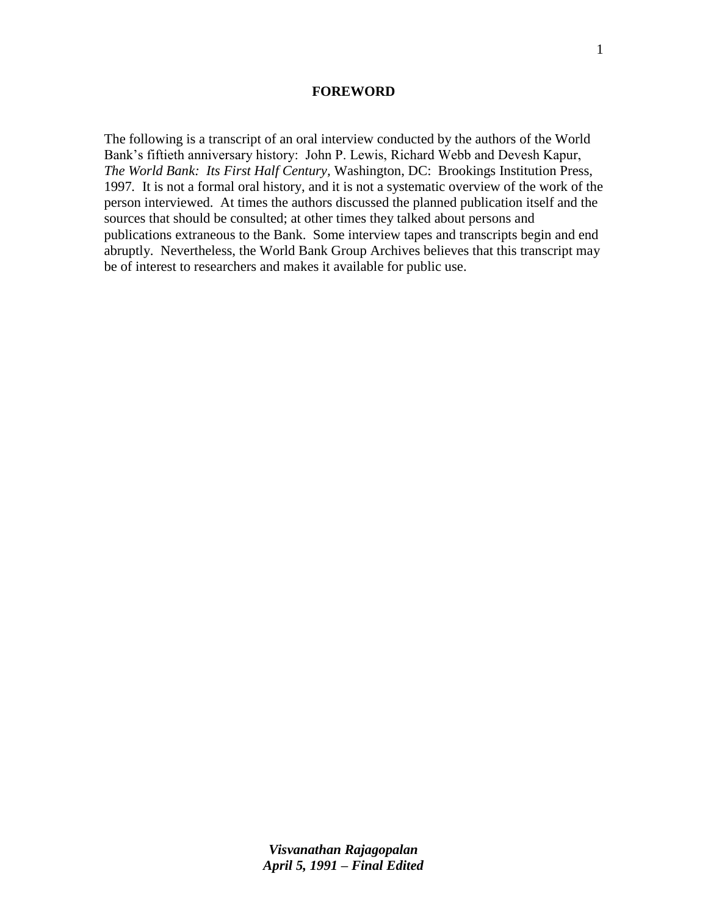# FOREWORD

The following is a transcript of an oral interview conducted by the authors of the World Bank's fiftieth anniversary history: John P. Lewis, Richard Webb and Devesh Kapur, *The World Bank: Its First Half Century*, Washington, DC: Brookings Institution Press, 1997. It is not a formal oral history, and it is not a systematic overview of the work of the person interviewed. At times the authors discussed the planned publication itself and the sources that should be consulted; at other times they talked about persons and publications extraneous to the Bank. Some interview tapes and transcripts begin and end abruptly. Nevertheless, the World Bank Group Archives believes that this transcript may be of interest to researchers and makes it available for public use.

***Visvanathan Rajagopalan***
***April 5, 1991 – Final Edited***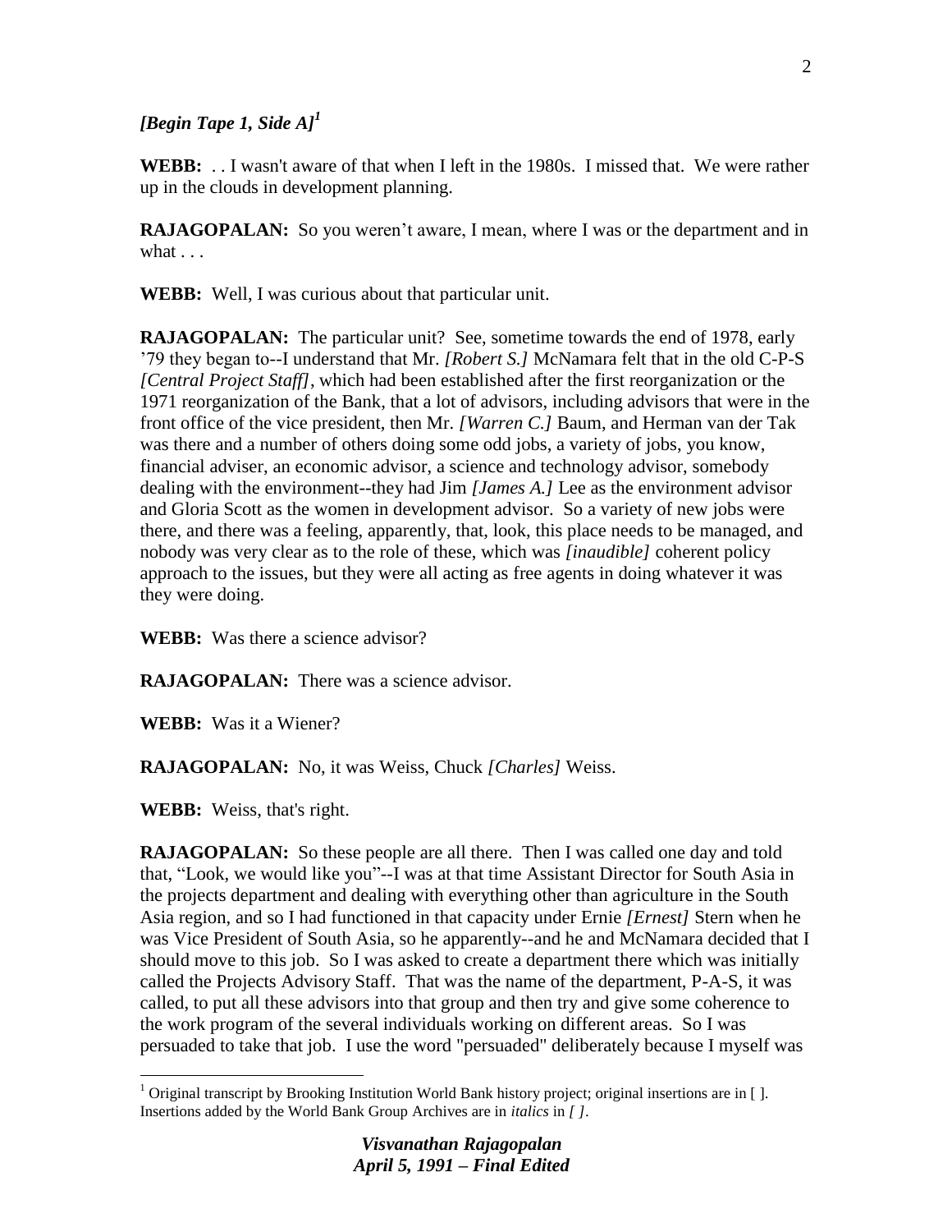***[Begin Tape 1, Side A]***[1]

**WEBB:** . . I wasn't aware of that when I left in the 1980s. I missed that. We were rather up in the clouds in development planning.

**RAJAGOPALAN:** So you weren't aware, I mean, where I was or the department and in what . . .

**WEBB:** Well, I was curious about that particular unit.

**RAJAGOPALAN:** The particular unit? See, sometime towards the end of 1978, early '79 they began to--I understand that Mr. *[Robert S.]* McNamara felt that in the old C-P-S *[Central Project Staff]*, which had been established after the first reorganization or the 1971 reorganization of the Bank, that a lot of advisors, including advisors that were in the front office of the vice president, then Mr. *[Warren C.]* Baum, and Herman van der Tak was there and a number of others doing some odd jobs, a variety of jobs, you know, financial adviser, an economic advisor, a science and technology advisor, somebody dealing with the environment--they had Jim *[James A.]* Lee as the environment advisor and Gloria Scott as the women in development advisor. So a variety of new jobs were there, and there was a feeling, apparently, that, look, this place needs to be managed, and nobody was very clear as to the role of these, which was *[inaudible]* coherent policy approach to the issues, but they were all acting as free agents in doing whatever it was they were doing.

**WEBB:** Was there a science advisor?

**RAJAGOPALAN:** There was a science advisor.

**WEBB:** Was it a Wiener?

**RAJAGOPALAN:** No, it was Weiss, Chuck *[Charles]* Weiss.

**WEBB:** Weiss, that's right.

**RAJAGOPALAN:** So these people are all there. Then I was called one day and told that, "Look, we would like you"--I was at that time Assistant Director for South Asia in the projects department and dealing with everything other than agriculture in the South Asia region, and so I had functioned in that capacity under Ernie *[Ernest]* Stern when he was Vice President of South Asia, so he apparently--and he and McNamara decided that I should move to this job. So I was asked to create a department there which was initially called the Projects Advisory Staff. That was the name of the department, P-A-S, it was called, to put all these advisors into that group and then try and give some coherence to the work program of the several individuals working on different areas. So I was persuaded to take that job. I use the word "persuaded" deliberately because I myself was

---

[1] Original transcript by Brooking Institution World Bank history project; original insertions are in [ ]. Insertions added by the World Bank Group Archives are in *italics* in *[ ]*.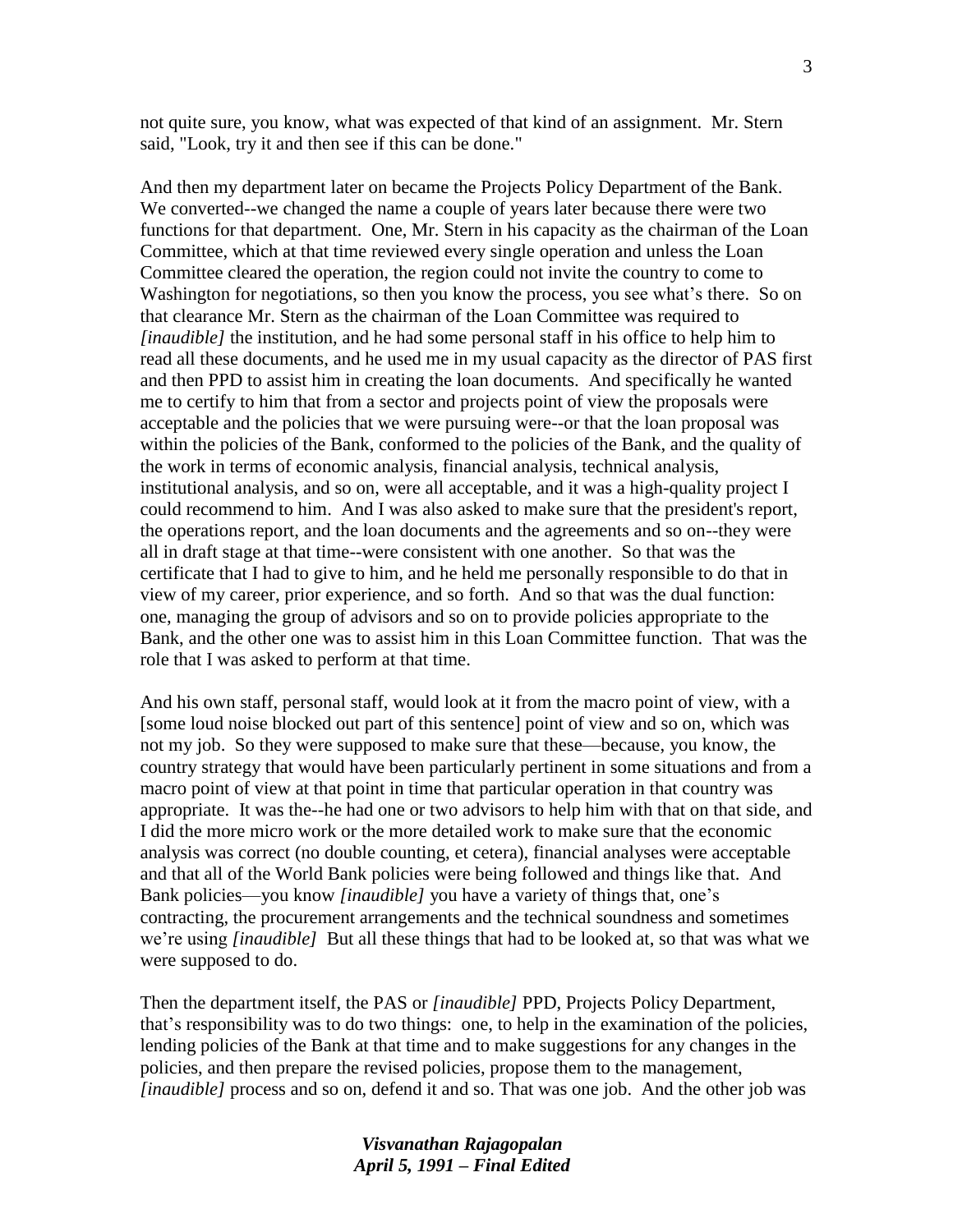not quite sure, you know, what was expected of that kind of an assignment. Mr. Stern said, "Look, try it and then see if this can be done."

And then my department later on became the Projects Policy Department of the Bank. We converted--we changed the name a couple of years later because there were two functions for that department. One, Mr. Stern in his capacity as the chairman of the Loan Committee, which at that time reviewed every single operation and unless the Loan Committee cleared the operation, the region could not invite the country to come to Washington for negotiations, so then you know the process, you see what's there. So on that clearance Mr. Stern as the chairman of the Loan Committee was required to *[inaudible]* the institution, and he had some personal staff in his office to help him to read all these documents, and he used me in my usual capacity as the director of PAS first and then PPD to assist him in creating the loan documents. And specifically he wanted me to certify to him that from a sector and projects point of view the proposals were acceptable and the policies that we were pursuing were--or that the loan proposal was within the policies of the Bank, conformed to the policies of the Bank, and the quality of the work in terms of economic analysis, financial analysis, technical analysis, institutional analysis, and so on, were all acceptable, and it was a high-quality project I could recommend to him. And I was also asked to make sure that the president's report, the operations report, and the loan documents and the agreements and so on--they were all in draft stage at that time--were consistent with one another. So that was the certificate that I had to give to him, and he held me personally responsible to do that in view of my career, prior experience, and so forth. And so that was the dual function: one, managing the group of advisors and so on to provide policies appropriate to the Bank, and the other one was to assist him in this Loan Committee function. That was the role that I was asked to perform at that time.

And his own staff, personal staff, would look at it from the macro point of view, with a [some loud noise blocked out part of this sentence] point of view and so on, which was not my job. So they were supposed to make sure that these—because, you know, the country strategy that would have been particularly pertinent in some situations and from a macro point of view at that point in time that particular operation in that country was appropriate. It was the--he had one or two advisors to help him with that on that side, and I did the more micro work or the more detailed work to make sure that the economic analysis was correct (no double counting, et cetera), financial analyses were acceptable and that all of the World Bank policies were being followed and things like that. And Bank policies—you know *[inaudible]* you have a variety of things that, one's contracting, the procurement arrangements and the technical soundness and sometimes we're using *[inaudible]* But all these things that had to be looked at, so that was what we were supposed to do.

Then the department itself, the PAS or *[inaudible]* PPD, Projects Policy Department, that's responsibility was to do two things: one, to help in the examination of the policies, lending policies of the Bank at that time and to make suggestions for any changes in the policies, and then prepare the revised policies, propose them to the management, *[inaudible]* process and so on, defend it and so. That was one job. And the other job was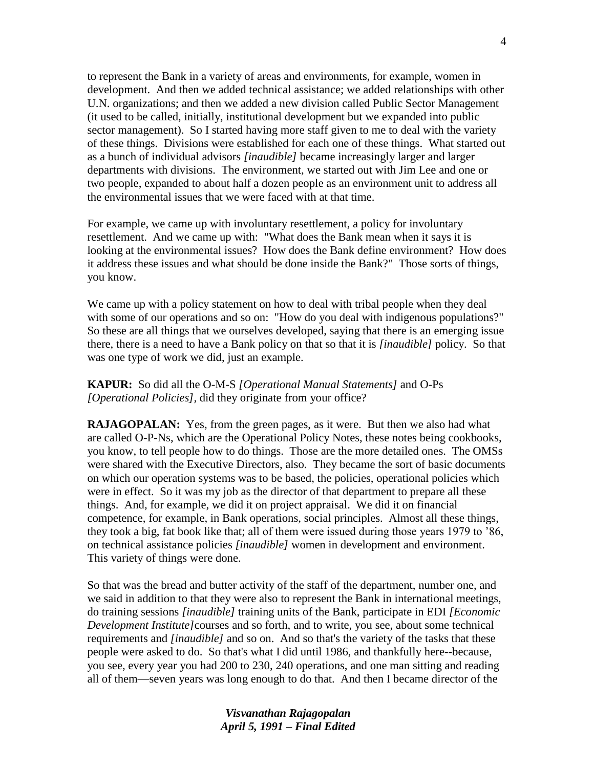to represent the Bank in a variety of areas and environments, for example, women in development. And then we added technical assistance; we added relationships with other U.N. organizations; and then we added a new division called Public Sector Management (it used to be called, initially, institutional development but we expanded into public sector management). So I started having more staff given to me to deal with the variety of these things. Divisions were established for each one of these things. What started out as a bunch of individual advisors *[inaudible]* became increasingly larger and larger departments with divisions. The environment, we started out with Jim Lee and one or two people, expanded to about half a dozen people as an environment unit to address all the environmental issues that we were faced with at that time.

For example, we came up with involuntary resettlement, a policy for involuntary resettlement. And we came up with: "What does the Bank mean when it says it is looking at the environmental issues? How does the Bank define environment? How does it address these issues and what should be done inside the Bank?" Those sorts of things, you know.

We came up with a policy statement on how to deal with tribal people when they deal with some of our operations and so on: "How do you deal with indigenous populations?" So these are all things that we ourselves developed, saying that there is an emerging issue there, there is a need to have a Bank policy on that so that it is *[inaudible]* policy. So that was one type of work we did, just an example.

**KAPUR:** So did all the O-M-S *[Operational Manual Statements]* and O-Ps *[Operational Policies]*, did they originate from your office?

**RAJAGOPALAN:** Yes, from the green pages, as it were. But then we also had what are called O-P-Ns, which are the Operational Policy Notes, these notes being cookbooks, you know, to tell people how to do things. Those are the more detailed ones. The OMSs were shared with the Executive Directors, also. They became the sort of basic documents on which our operation systems was to be based, the policies, operational policies which were in effect. So it was my job as the director of that department to prepare all these things. And, for example, we did it on project appraisal. We did it on financial competence, for example, in Bank operations, social principles. Almost all these things, they took a big, fat book like that; all of them were issued during those years 1979 to '86, on technical assistance policies *[inaudible]* women in development and environment. This variety of things were done.

So that was the bread and butter activity of the staff of the department, number one, and we said in addition to that they were also to represent the Bank in international meetings, do training sessions *[inaudible]* training units of the Bank, participate in EDI *[Economic Development Institute]* courses and so forth, and to write, you see, about some technical requirements and *[inaudible]* and so on. And so that's the variety of the tasks that these people were asked to do. So that's what I did until 1986, and thankfully here--because, you see, every year you had 200 to 230, 240 operations, and one man sitting and reading all of them—seven years was long enough to do that. And then I became director of the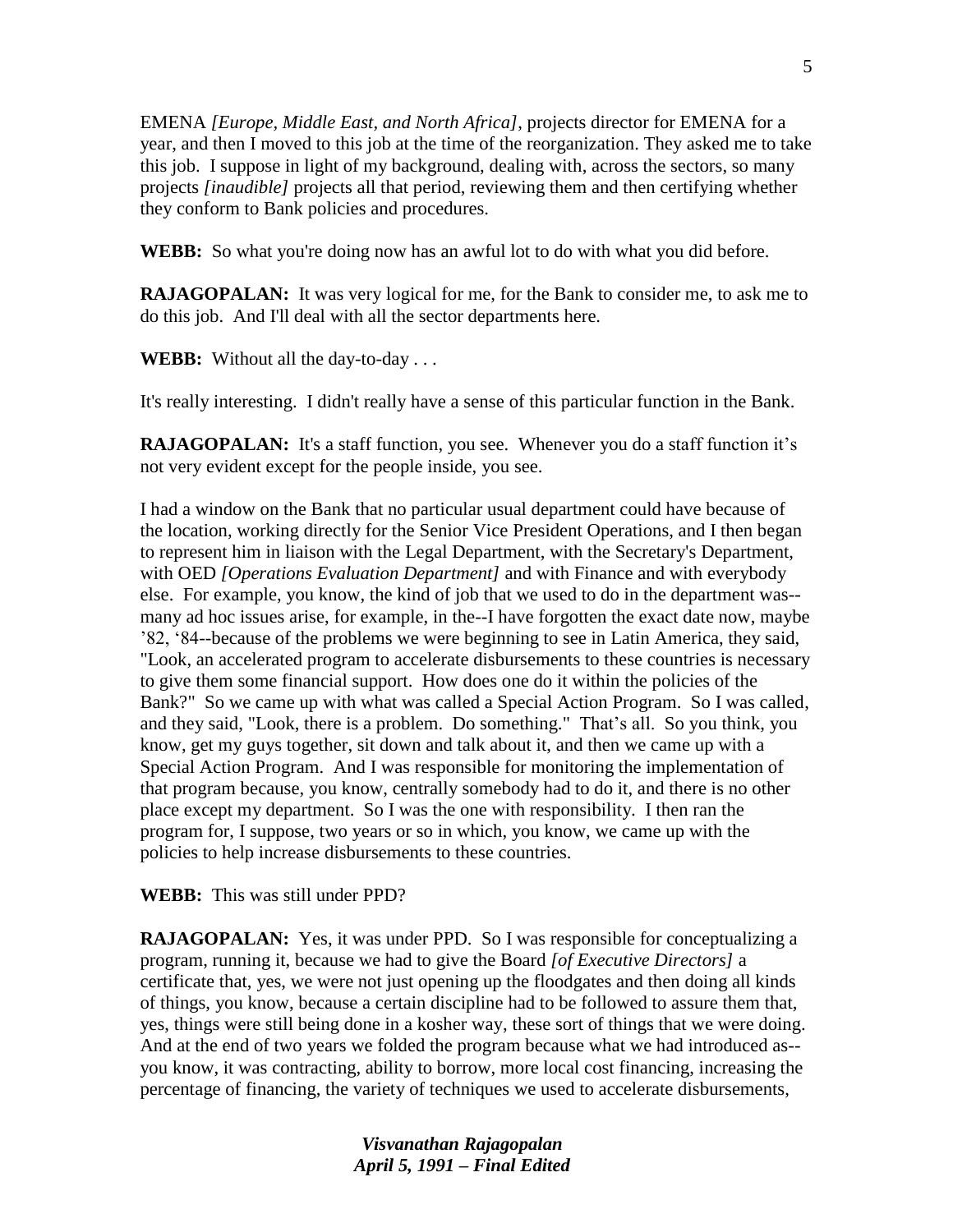EMENA *[Europe, Middle East, and North Africa]*, projects director for EMENA for a year, and then I moved to this job at the time of the reorganization. They asked me to take this job. I suppose in light of my background, dealing with, across the sectors, so many projects *[inaudible]* projects all that period, reviewing them and then certifying whether they conform to Bank policies and procedures.

**WEBB:** So what you're doing now has an awful lot to do with what you did before.

**RAJAGOPALAN:** It was very logical for me, for the Bank to consider me, to ask me to do this job. And I'll deal with all the sector departments here.

**WEBB:** Without all the day-to-day . . .

It's really interesting. I didn't really have a sense of this particular function in the Bank.

**RAJAGOPALAN:** It's a staff function, you see. Whenever you do a staff function it's not very evident except for the people inside, you see.

I had a window on the Bank that no particular usual department could have because of the location, working directly for the Senior Vice President Operations, and I then began to represent him in liaison with the Legal Department, with the Secretary's Department, with OED *[Operations Evaluation Department]* and with Finance and with everybody else. For example, you know, the kind of job that we used to do in the department was--many ad hoc issues arise, for example, in the--I have forgotten the exact date now, maybe '82, '84--because of the problems we were beginning to see in Latin America, they said, "Look, an accelerated program to accelerate disbursements to these countries is necessary to give them some financial support. How does one do it within the policies of the Bank?" So we came up with what was called a Special Action Program. So I was called, and they said, "Look, there is a problem. Do something." That's all. So you think, you know, get my guys together, sit down and talk about it, and then we came up with a Special Action Program. And I was responsible for monitoring the implementation of that program because, you know, centrally somebody had to do it, and there is no other place except my department. So I was the one with responsibility. I then ran the program for, I suppose, two years or so in which, you know, we came up with the policies to help increase disbursements to these countries.

**WEBB:** This was still under PPD?

**RAJAGOPALAN:** Yes, it was under PPD. So I was responsible for conceptualizing a program, running it, because we had to give the Board *[of Executive Directors]* a certificate that, yes, we were not just opening up the floodgates and then doing all kinds of things, you know, because a certain discipline had to be followed to assure them that, yes, things were still being done in a kosher way, these sort of things that we were doing. And at the end of two years we folded the program because what we had introduced as--you know, it was contracting, ability to borrow, more local cost financing, increasing the percentage of financing, the variety of techniques we used to accelerate disbursements,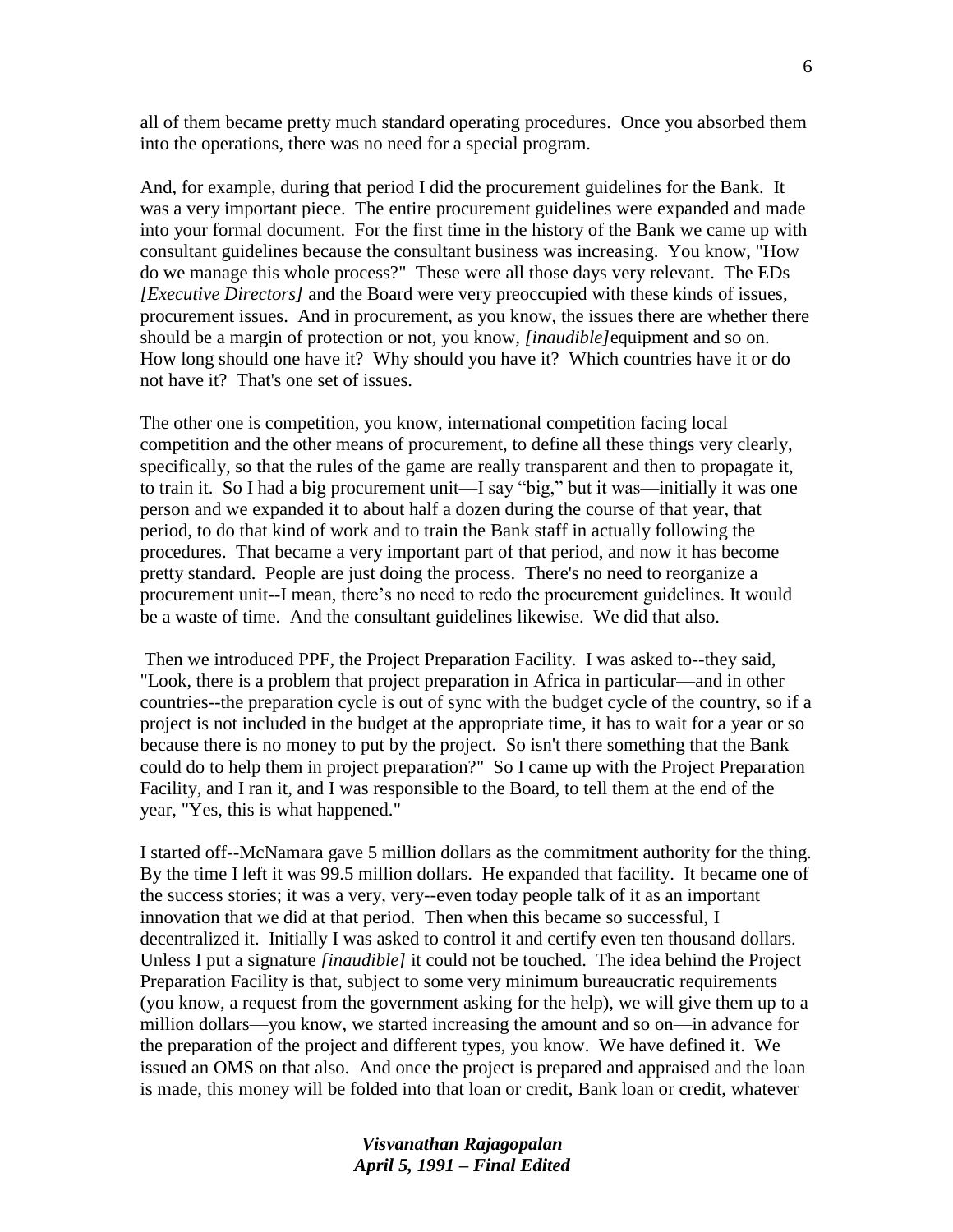all of them became pretty much standard operating procedures. Once you absorbed them into the operations, there was no need for a special program.

And, for example, during that period I did the procurement guidelines for the Bank. It was a very important piece. The entire procurement guidelines were expanded and made into your formal document. For the first time in the history of the Bank we came up with consultant guidelines because the consultant business was increasing. You know, "How do we manage this whole process?" These were all those days very relevant. The EDs *[Executive Directors]* and the Board were very preoccupied with these kinds of issues, procurement issues. And in procurement, as you know, the issues there are whether there should be a margin of protection or not, you know, *[inaudible]*equipment and so on. How long should one have it? Why should you have it? Which countries have it or do not have it? That's one set of issues.

The other one is competition, you know, international competition facing local competition and the other means of procurement, to define all these things very clearly, specifically, so that the rules of the game are really transparent and then to propagate it, to train it. So I had a big procurement unit—I say "big," but it was—initially it was one person and we expanded it to about half a dozen during the course of that year, that period, to do that kind of work and to train the Bank staff in actually following the procedures. That became a very important part of that period, and now it has become pretty standard. People are just doing the process. There's no need to reorganize a procurement unit--I mean, there's no need to redo the procurement guidelines. It would be a waste of time. And the consultant guidelines likewise. We did that also.

Then we introduced PPF, the Project Preparation Facility. I was asked to--they said, "Look, there is a problem that project preparation in Africa in particular—and in other countries--the preparation cycle is out of sync with the budget cycle of the country, so if a project is not included in the budget at the appropriate time, it has to wait for a year or so because there is no money to put by the project. So isn't there something that the Bank could do to help them in project preparation?" So I came up with the Project Preparation Facility, and I ran it, and I was responsible to the Board, to tell them at the end of the year, "Yes, this is what happened."

I started off--McNamara gave 5 million dollars as the commitment authority for the thing. By the time I left it was 99.5 million dollars. He expanded that facility. It became one of the success stories; it was a very, very--even today people talk of it as an important innovation that we did at that period. Then when this became so successful, I decentralized it. Initially I was asked to control it and certify even ten thousand dollars. Unless I put a signature *[inaudible]* it could not be touched. The idea behind the Project Preparation Facility is that, subject to some very minimum bureaucratic requirements (you know, a request from the government asking for the help), we will give them up to a million dollars—you know, we started increasing the amount and so on—in advance for the preparation of the project and different types, you know. We have defined it. We issued an OMS on that also. And once the project is prepared and appraised and the loan is made, this money will be folded into that loan or credit, Bank loan or credit, whatever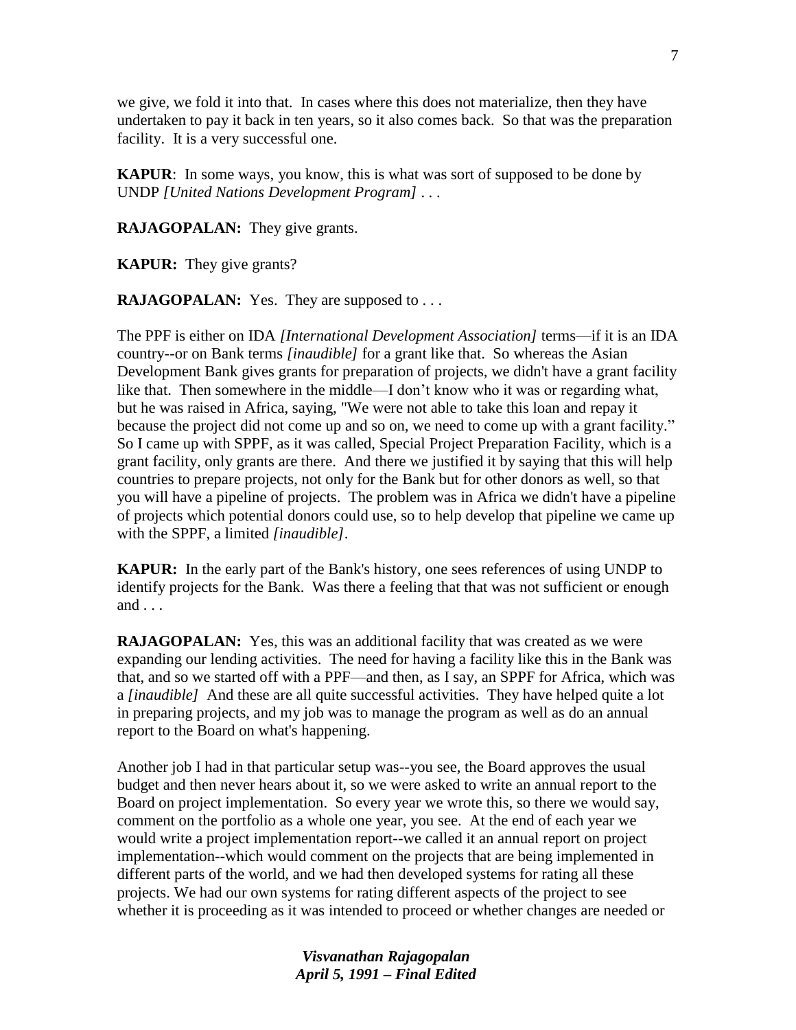we give, we fold it into that. In cases where this does not materialize, then they have undertaken to pay it back in ten years, so it also comes back. So that was the preparation facility. It is a very successful one.

**KAPUR**: In some ways, you know, this is what was sort of supposed to be done by UNDP *[United Nations Development Program]* . . .

**RAJAGOPALAN:** They give grants.

**KAPUR:** They give grants?

**RAJAGOPALAN:** Yes. They are supposed to . . .

The PPF is either on IDA *[International Development Association]* terms—if it is an IDA country--or on Bank terms *[inaudible]* for a grant like that. So whereas the Asian Development Bank gives grants for preparation of projects, we didn't have a grant facility like that. Then somewhere in the middle—I don't know who it was or regarding what, but he was raised in Africa, saying, "We were not able to take this loan and repay it because the project did not come up and so on, we need to come up with a grant facility." So I came up with SPPF, as it was called, Special Project Preparation Facility, which is a grant facility, only grants are there. And there we justified it by saying that this will help countries to prepare projects, not only for the Bank but for other donors as well, so that you will have a pipeline of projects. The problem was in Africa we didn't have a pipeline of projects which potential donors could use, so to help develop that pipeline we came up with the SPPF, a limited *[inaudible]*.

**KAPUR:** In the early part of the Bank's history, one sees references of using UNDP to identify projects for the Bank. Was there a feeling that that was not sufficient or enough and . . .

**RAJAGOPALAN:** Yes, this was an additional facility that was created as we were expanding our lending activities. The need for having a facility like this in the Bank was that, and so we started off with a PPF—and then, as I say, an SPPF for Africa, which was a *[inaudible]* And these are all quite successful activities. They have helped quite a lot in preparing projects, and my job was to manage the program as well as do an annual report to the Board on what's happening.

Another job I had in that particular setup was--you see, the Board approves the usual budget and then never hears about it, so we were asked to write an annual report to the Board on project implementation. So every year we wrote this, so there we would say, comment on the portfolio as a whole one year, you see. At the end of each year we would write a project implementation report--we called it an annual report on project implementation--which would comment on the projects that are being implemented in different parts of the world, and we had then developed systems for rating all these projects. We had our own systems for rating different aspects of the project to see whether it is proceeding as it was intended to proceed or whether changes are needed or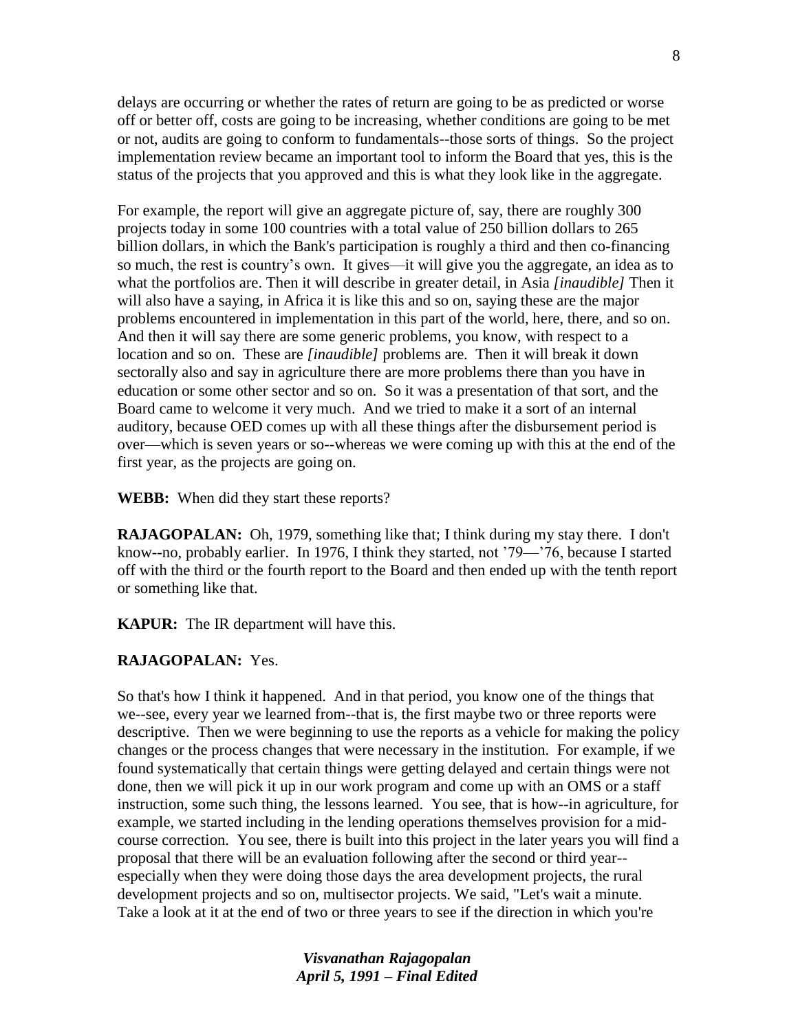delays are occurring or whether the rates of return are going to be as predicted or worse off or better off, costs are going to be increasing, whether conditions are going to be met or not, audits are going to conform to fundamentals--those sorts of things. So the project implementation review became an important tool to inform the Board that yes, this is the status of the projects that you approved and this is what they look like in the aggregate.

For example, the report will give an aggregate picture of, say, there are roughly 300 projects today in some 100 countries with a total value of 250 billion dollars to 265 billion dollars, in which the Bank's participation is roughly a third and then co-financing so much, the rest is country's own. It gives—it will give you the aggregate, an idea as to what the portfolios are. Then it will describe in greater detail, in Asia *[inaudible]* Then it will also have a saying, in Africa it is like this and so on, saying these are the major problems encountered in implementation in this part of the world, here, there, and so on. And then it will say there are some generic problems, you know, with respect to a location and so on. These are *[inaudible]* problems are. Then it will break it down sectorally also and say in agriculture there are more problems there than you have in education or some other sector and so on. So it was a presentation of that sort, and the Board came to welcome it very much. And we tried to make it a sort of an internal auditory, because OED comes up with all these things after the disbursement period is over—which is seven years or so--whereas we were coming up with this at the end of the first year, as the projects are going on.

**WEBB:** When did they start these reports?

**RAJAGOPALAN:** Oh, 1979, something like that; I think during my stay there. I don't know--no, probably earlier. In 1976, I think they started, not '79—'76, because I started off with the third or the fourth report to the Board and then ended up with the tenth report or something like that.

**KAPUR:** The IR department will have this.

**RAJAGOPALAN:** Yes.

So that's how I think it happened. And in that period, you know one of the things that we--see, every year we learned from--that is, the first maybe two or three reports were descriptive. Then we were beginning to use the reports as a vehicle for making the policy changes or the process changes that were necessary in the institution. For example, if we found systematically that certain things were getting delayed and certain things were not done, then we will pick it up in our work program and come up with an OMS or a staff instruction, some such thing, the lessons learned. You see, that is how--in agriculture, for example, we started including in the lending operations themselves provision for a mid-course correction. You see, there is built into this project in the later years you will find a proposal that there will be an evaluation following after the second or third year--especially when they were doing those days the area development projects, the rural development projects and so on, multisector projects. We said, "Let's wait a minute. Take a look at it at the end of two or three years to see if the direction in which you're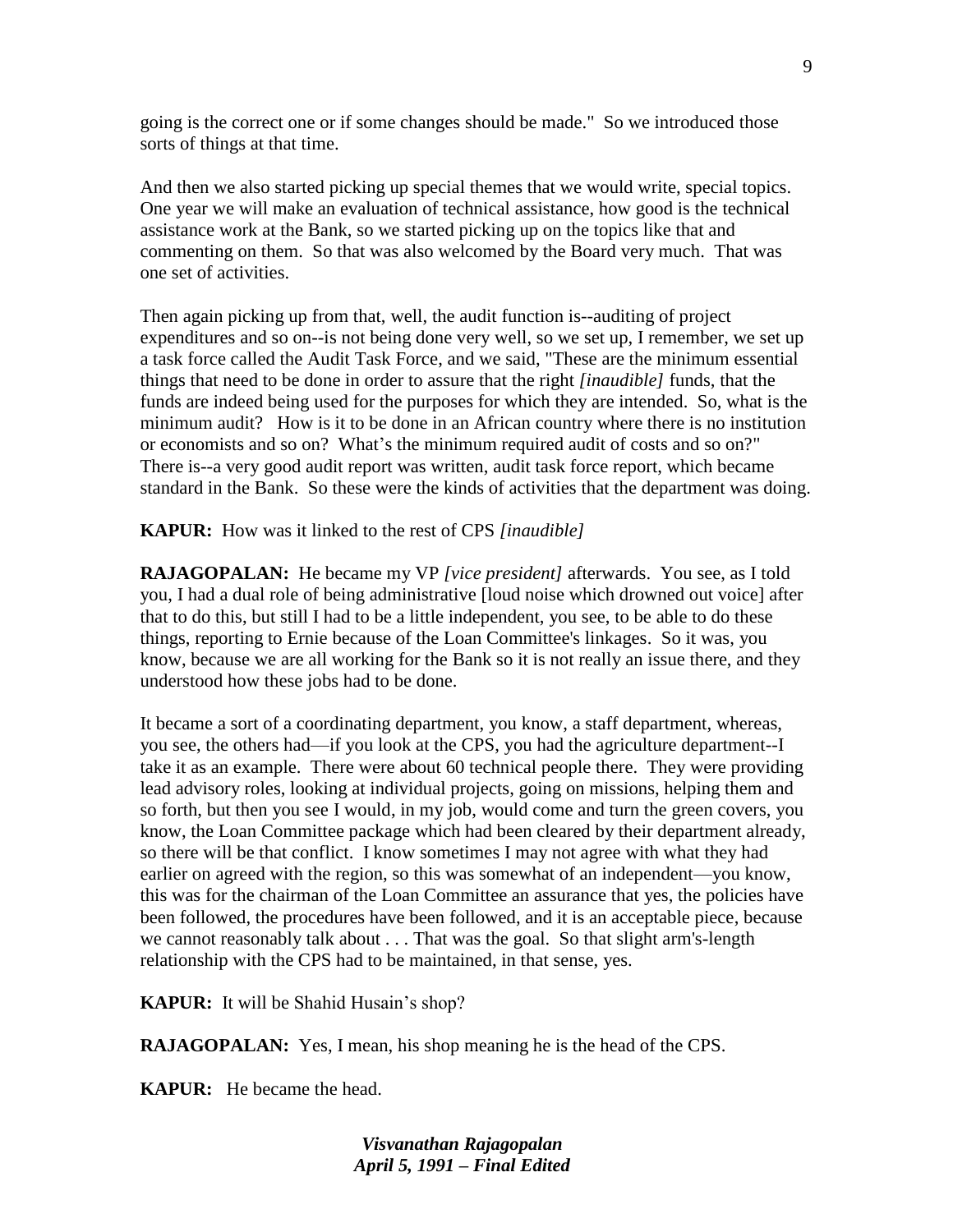going is the correct one or if some changes should be made." So we introduced those sorts of things at that time.

And then we also started picking up special themes that we would write, special topics. One year we will make an evaluation of technical assistance, how good is the technical assistance work at the Bank, so we started picking up on the topics like that and commenting on them. So that was also welcomed by the Board very much. That was one set of activities.

Then again picking up from that, well, the audit function is--auditing of project expenditures and so on--is not being done very well, so we set up, I remember, we set up a task force called the Audit Task Force, and we said, "These are the minimum essential things that need to be done in order to assure that the right *[inaudible]* funds, that the funds are indeed being used for the purposes for which they are intended. So, what is the minimum audit? How is it to be done in an African country where there is no institution or economists and so on? What's the minimum required audit of costs and so on?" There is--a very good audit report was written, audit task force report, which became standard in the Bank. So these were the kinds of activities that the department was doing.

**KAPUR:** How was it linked to the rest of CPS *[inaudible]*

**RAJAGOPALAN:** He became my VP *[vice president]* afterwards. You see, as I told you, I had a dual role of being administrative [loud noise which drowned out voice] after that to do this, but still I had to be a little independent, you see, to be able to do these things, reporting to Ernie because of the Loan Committee's linkages. So it was, you know, because we are all working for the Bank so it is not really an issue there, and they understood how these jobs had to be done.

It became a sort of a coordinating department, you know, a staff department, whereas, you see, the others had—if you look at the CPS, you had the agriculture department--I take it as an example. There were about 60 technical people there. They were providing lead advisory roles, looking at individual projects, going on missions, helping them and so forth, but then you see I would, in my job, would come and turn the green covers, you know, the Loan Committee package which had been cleared by their department already, so there will be that conflict. I know sometimes I may not agree with what they had earlier on agreed with the region, so this was somewhat of an independent—you know, this was for the chairman of the Loan Committee an assurance that yes, the policies have been followed, the procedures have been followed, and it is an acceptable piece, because we cannot reasonably talk about . . . That was the goal. So that slight arm's-length relationship with the CPS had to be maintained, in that sense, yes.

**KAPUR:** It will be Shahid Husain's shop?

**RAJAGOPALAN:** Yes, I mean, his shop meaning he is the head of the CPS.

**KAPUR:** He became the head.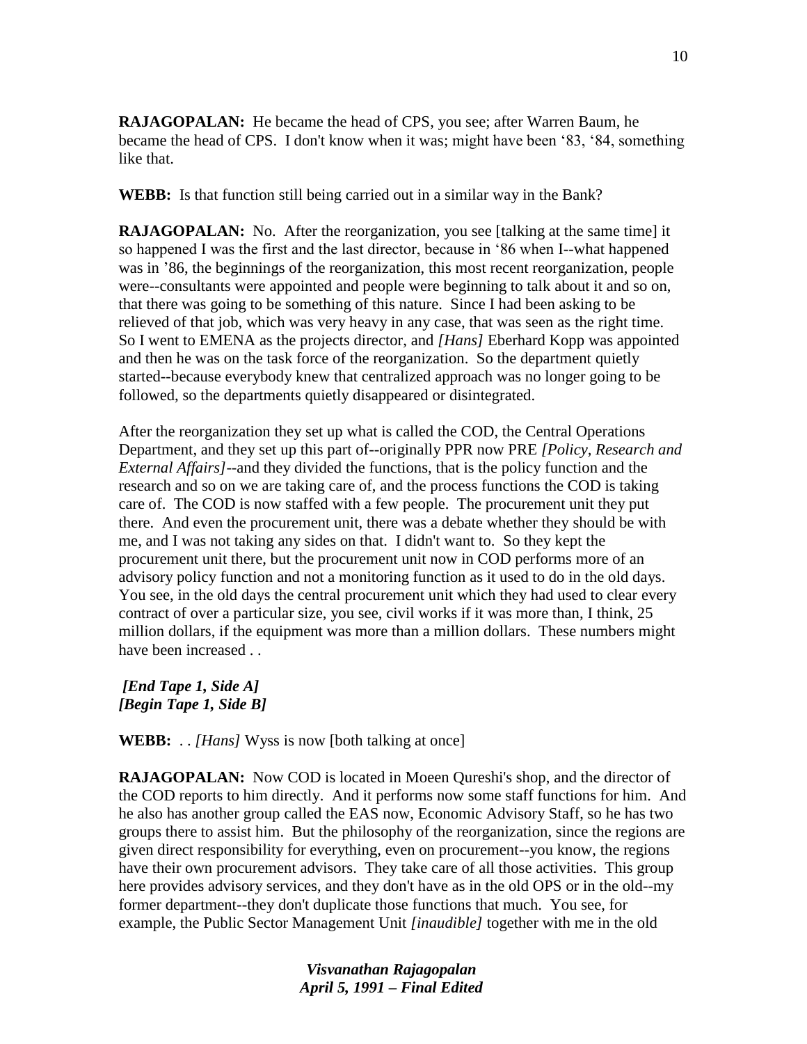**RAJAGOPALAN:** He became the head of CPS, you see; after Warren Baum, he became the head of CPS. I don't know when it was; might have been ‘83, ‘84, something like that.

**WEBB:** Is that function still being carried out in a similar way in the Bank?

**RAJAGOPALAN:** No. After the reorganization, you see [talking at the same time] it so happened I was the first and the last director, because in ‘86 when I--what happened was in ’86, the beginnings of the reorganization, this most recent reorganization, people were--consultants were appointed and people were beginning to talk about it and so on, that there was going to be something of this nature. Since I had been asking to be relieved of that job, which was very heavy in any case, that was seen as the right time. So I went to EMENA as the projects director, and *[Hans]* Eberhard Kopp was appointed and then he was on the task force of the reorganization. So the department quietly started--because everybody knew that centralized approach was no longer going to be followed, so the departments quietly disappeared or disintegrated.

After the reorganization they set up what is called the COD, the Central Operations Department, and they set up this part of--originally PPR now PRE *[Policy, Research and External Affairs]*--and they divided the functions, that is the policy function and the research and so on we are taking care of, and the process functions the COD is taking care of. The COD is now staffed with a few people. The procurement unit they put there. And even the procurement unit, there was a debate whether they should be with me, and I was not taking any sides on that. I didn't want to. So they kept the procurement unit there, but the procurement unit now in COD performs more of an advisory policy function and not a monitoring function as it used to do in the old days. You see, in the old days the central procurement unit which they had used to clear every contract of over a particular size, you see, civil works if it was more than, I think, 25 million dollars, if the equipment was more than a million dollars. These numbers might have been increased . .

***[End Tape 1, Side A]***
***[Begin Tape 1, Side B]***

**WEBB:** . . *[Hans]* Wyss is now [both talking at once]

**RAJAGOPALAN:** Now COD is located in Moeen Qureshi's shop, and the director of the COD reports to him directly. And it performs now some staff functions for him. And he also has another group called the EAS now, Economic Advisory Staff, so he has two groups there to assist him. But the philosophy of the reorganization, since the regions are given direct responsibility for everything, even on procurement--you know, the regions have their own procurement advisors. They take care of all those activities. This group here provides advisory services, and they don't have as in the old OPS or in the old--my former department--they don't duplicate those functions that much. You see, for example, the Public Sector Management Unit *[inaudible]* together with me in the old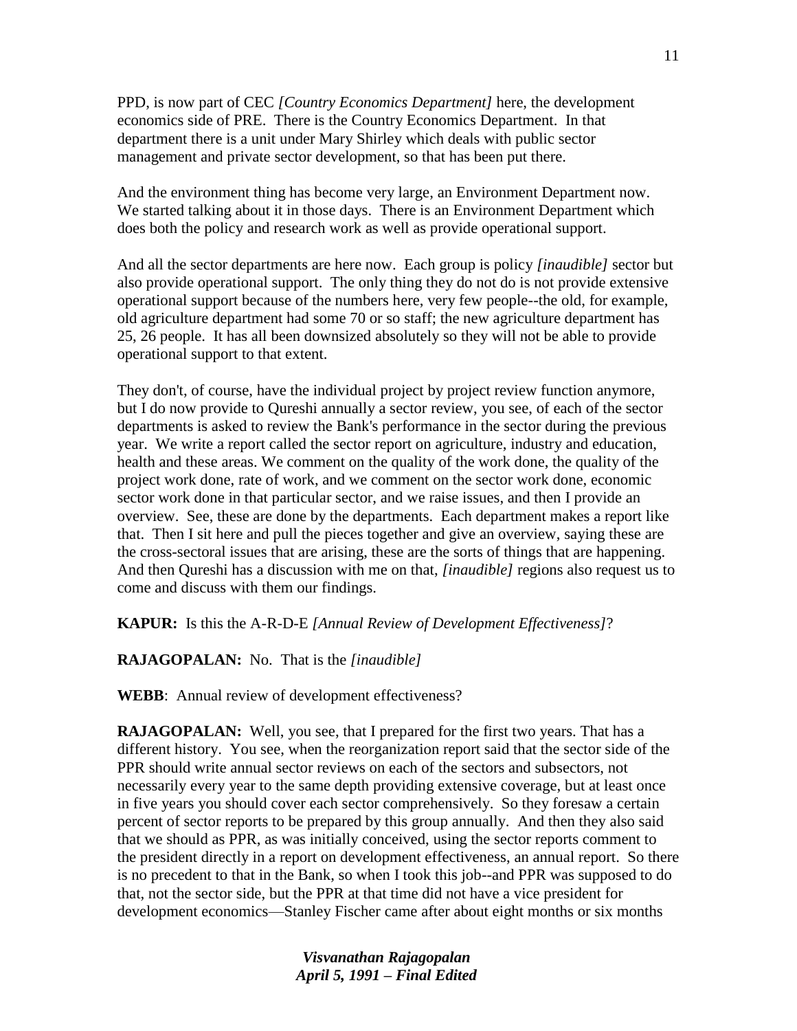PPD, is now part of CEC *[Country Economics Department]* here, the development economics side of PRE. There is the Country Economics Department. In that department there is a unit under Mary Shirley which deals with public sector management and private sector development, so that has been put there.

And the environment thing has become very large, an Environment Department now. We started talking about it in those days. There is an Environment Department which does both the policy and research work as well as provide operational support.

And all the sector departments are here now. Each group is policy *[inaudible]* sector but also provide operational support. The only thing they do not do is not provide extensive operational support because of the numbers here, very few people--the old, for example, old agriculture department had some 70 or so staff; the new agriculture department has 25, 26 people. It has all been downsized absolutely so they will not be able to provide operational support to that extent.

They don't, of course, have the individual project by project review function anymore, but I do now provide to Qureshi annually a sector review, you see, of each of the sector departments is asked to review the Bank's performance in the sector during the previous year. We write a report called the sector report on agriculture, industry and education, health and these areas. We comment on the quality of the work done, the quality of the project work done, rate of work, and we comment on the sector work done, economic sector work done in that particular sector, and we raise issues, and then I provide an overview. See, these are done by the departments. Each department makes a report like that. Then I sit here and pull the pieces together and give an overview, saying these are the cross-sectoral issues that are arising, these are the sorts of things that are happening. And then Qureshi has a discussion with me on that, *[inaudible]* regions also request us to come and discuss with them our findings.

**KAPUR:** Is this the A-R-D-E *[Annual Review of Development Effectiveness]*?

**RAJAGOPALAN:** No. That is the *[inaudible]*

**WEBB**: Annual review of development effectiveness?

**RAJAGOPALAN:** Well, you see, that I prepared for the first two years. That has a different history. You see, when the reorganization report said that the sector side of the PPR should write annual sector reviews on each of the sectors and subsectors, not necessarily every year to the same depth providing extensive coverage, but at least once in five years you should cover each sector comprehensively. So they foresaw a certain percent of sector reports to be prepared by this group annually. And then they also said that we should as PPR, as was initially conceived, using the sector reports comment to the president directly in a report on development effectiveness, an annual report. So there is no precedent to that in the Bank, so when I took this job--and PPR was supposed to do that, not the sector side, but the PPR at that time did not have a vice president for development economics—Stanley Fischer came after about eight months or six months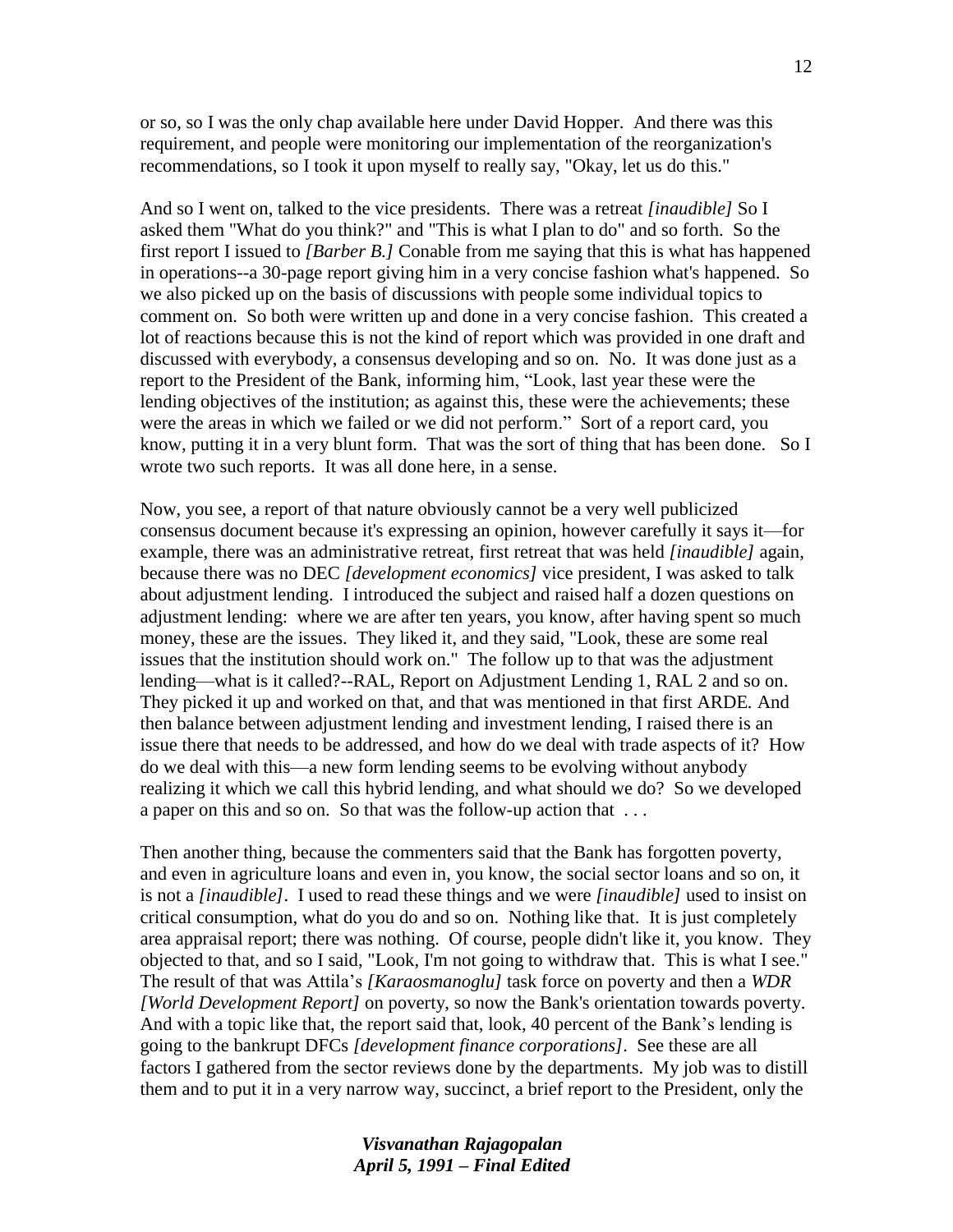or so, so I was the only chap available here under David Hopper. And there was this requirement, and people were monitoring our implementation of the reorganization's recommendations, so I took it upon myself to really say, "Okay, let us do this."

And so I went on, talked to the vice presidents. There was a retreat *[inaudible]* So I asked them "What do you think?" and "This is what I plan to do" and so forth. So the first report I issued to *[Barber B.]* Conable from me saying that this is what has happened in operations--a 30-page report giving him in a very concise fashion what's happened. So we also picked up on the basis of discussions with people some individual topics to comment on. So both were written up and done in a very concise fashion. This created a lot of reactions because this is not the kind of report which was provided in one draft and discussed with everybody, a consensus developing and so on. No. It was done just as a report to the President of the Bank, informing him, "Look, last year these were the lending objectives of the institution; as against this, these were the achievements; these were the areas in which we failed or we did not perform." Sort of a report card, you know, putting it in a very blunt form. That was the sort of thing that has been done. So I wrote two such reports. It was all done here, in a sense.

Now, you see, a report of that nature obviously cannot be a very well publicized consensus document because it's expressing an opinion, however carefully it says it—for example, there was an administrative retreat, first retreat that was held *[inaudible]* again, because there was no DEC *[development economics]* vice president, I was asked to talk about adjustment lending. I introduced the subject and raised half a dozen questions on adjustment lending: where we are after ten years, you know, after having spent so much money, these are the issues. They liked it, and they said, "Look, these are some real issues that the institution should work on." The follow up to that was the adjustment lending—what is it called?--RAL, Report on Adjustment Lending 1, RAL 2 and so on. They picked it up and worked on that, and that was mentioned in that first ARDE. And then balance between adjustment lending and investment lending, I raised there is an issue there that needs to be addressed, and how do we deal with trade aspects of it? How do we deal with this—a new form lending seems to be evolving without anybody realizing it which we call this hybrid lending, and what should we do? So we developed a paper on this and so on. So that was the follow-up action that . . .

Then another thing, because the commenters said that the Bank has forgotten poverty, and even in agriculture loans and even in, you know, the social sector loans and so on, it is not a *[inaudible]*. I used to read these things and we were *[inaudible]* used to insist on critical consumption, what do you do and so on. Nothing like that. It is just completely area appraisal report; there was nothing. Of course, people didn't like it, you know. They objected to that, and so I said, "Look, I'm not going to withdraw that. This is what I see." The result of that was Attila's *[Karaosmanoglu]* task force on poverty and then a *WDR [World Development Report]* on poverty, so now the Bank's orientation towards poverty. And with a topic like that, the report said that, look, 40 percent of the Bank's lending is going to the bankrupt DFCs *[development finance corporations]*. See these are all factors I gathered from the sector reviews done by the departments. My job was to distill them and to put it in a very narrow way, succinct, a brief report to the President, only the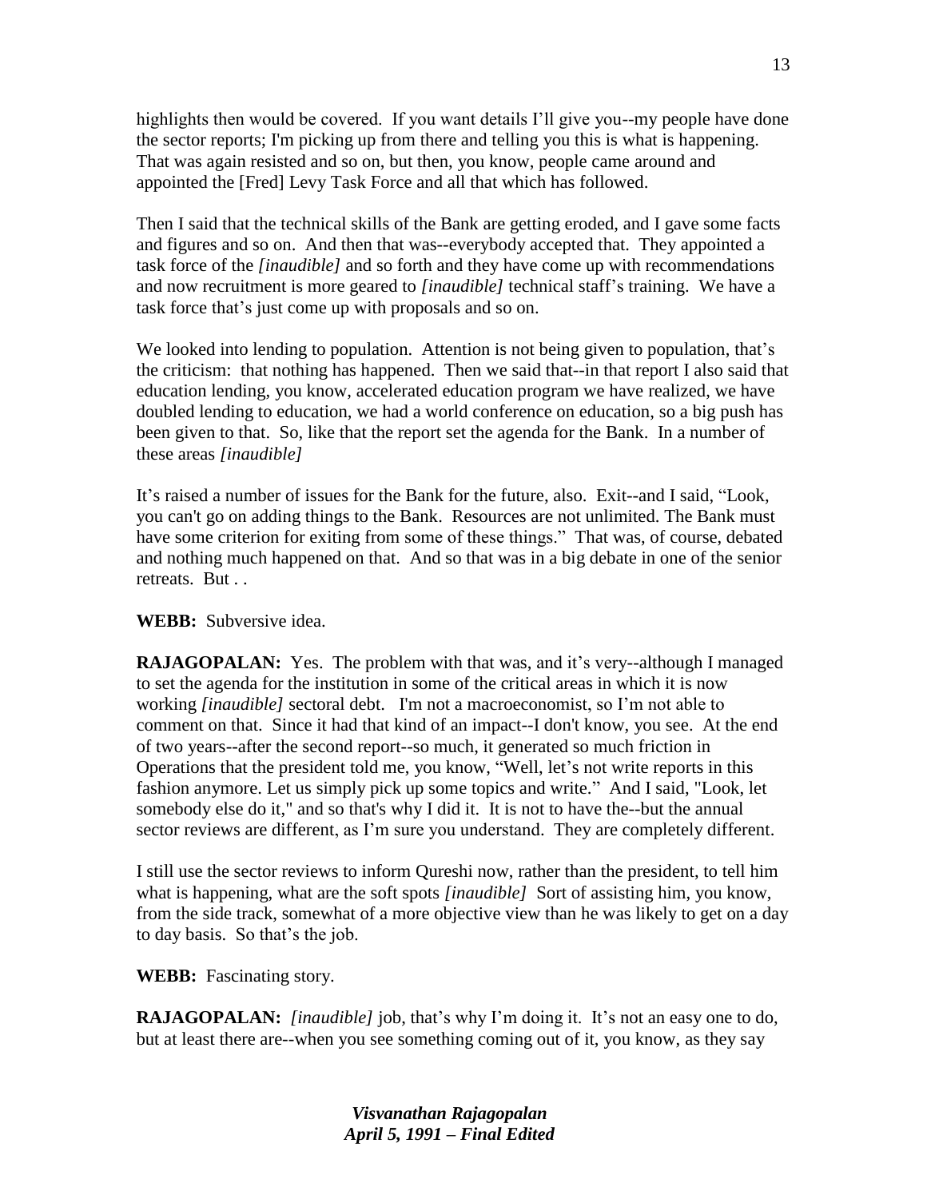highlights then would be covered. If you want details I'll give you--my people have done the sector reports; I'm picking up from there and telling you this is what is happening. That was again resisted and so on, but then, you know, people came around and appointed the [Fred] Levy Task Force and all that which has followed.

Then I said that the technical skills of the Bank are getting eroded, and I gave some facts and figures and so on. And then that was--everybody accepted that. They appointed a task force of the *[inaudible]* and so forth and they have come up with recommendations and now recruitment is more geared to *[inaudible]* technical staff's training. We have a task force that's just come up with proposals and so on.

We looked into lending to population. Attention is not being given to population, that's the criticism: that nothing has happened. Then we said that--in that report I also said that education lending, you know, accelerated education program we have realized, we have doubled lending to education, we had a world conference on education, so a big push has been given to that. So, like that the report set the agenda for the Bank. In a number of these areas *[inaudible]*

It's raised a number of issues for the Bank for the future, also. Exit--and I said, "Look, you can't go on adding things to the Bank. Resources are not unlimited. The Bank must have some criterion for exiting from some of these things." That was, of course, debated and nothing much happened on that. And so that was in a big debate in one of the senior retreats. But . .

**WEBB:** Subversive idea.

**RAJAGOPALAN:** Yes. The problem with that was, and it's very--although I managed to set the agenda for the institution in some of the critical areas in which it is now working *[inaudible]* sectoral debt. I'm not a macroeconomist, so I'm not able to comment on that. Since it had that kind of an impact--I don't know, you see. At the end of two years--after the second report--so much, it generated so much friction in Operations that the president told me, you know, "Well, let's not write reports in this fashion anymore. Let us simply pick up some topics and write." And I said, "Look, let somebody else do it," and so that's why I did it. It is not to have the--but the annual sector reviews are different, as I'm sure you understand. They are completely different.

I still use the sector reviews to inform Qureshi now, rather than the president, to tell him what is happening, what are the soft spots *[inaudible]* Sort of assisting him, you know, from the side track, somewhat of a more objective view than he was likely to get on a day to day basis. So that's the job.

**WEBB:** Fascinating story.

**RAJAGOPALAN:** *[inaudible]* job, that's why I'm doing it. It's not an easy one to do, but at least there are--when you see something coming out of it, you know, as they say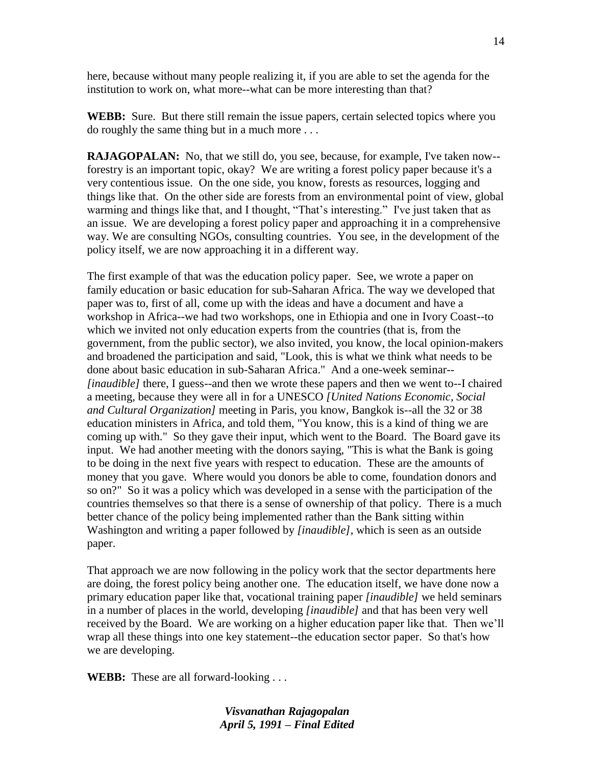here, because without many people realizing it, if you are able to set the agenda for the institution to work on, what more--what can be more interesting than that?

**WEBB:** Sure. But there still remain the issue papers, certain selected topics where you do roughly the same thing but in a much more . . .

**RAJAGOPALAN:** No, that we still do, you see, because, for example, I've taken now--forestry is an important topic, okay? We are writing a forest policy paper because it's a very contentious issue. On the one side, you know, forests as resources, logging and things like that. On the other side are forests from an environmental point of view, global warming and things like that, and I thought, "That's interesting." I've just taken that as an issue. We are developing a forest policy paper and approaching it in a comprehensive way. We are consulting NGOs, consulting countries. You see, in the development of the policy itself, we are now approaching it in a different way.

The first example of that was the education policy paper. See, we wrote a paper on family education or basic education for sub-Saharan Africa. The way we developed that paper was to, first of all, come up with the ideas and have a document and have a workshop in Africa--we had two workshops, one in Ethiopia and one in Ivory Coast--to which we invited not only education experts from the countries (that is, from the government, from the public sector), we also invited, you know, the local opinion-makers and broadened the participation and said, "Look, this is what we think what needs to be done about basic education in sub-Saharan Africa." And a one-week seminar--*[inaudible]* there, I guess--and then we wrote these papers and then we went to--I chaired a meeting, because they were all in for a UNESCO *[United Nations Economic, Social and Cultural Organization]* meeting in Paris, you know, Bangkok is--all the 32 or 38 education ministers in Africa, and told them, "You know, this is a kind of thing we are coming up with." So they gave their input, which went to the Board. The Board gave its input. We had another meeting with the donors saying, "This is what the Bank is going to be doing in the next five years with respect to education. These are the amounts of money that you gave. Where would you donors be able to come, foundation donors and so on?" So it was a policy which was developed in a sense with the participation of the countries themselves so that there is a sense of ownership of that policy. There is a much better chance of the policy being implemented rather than the Bank sitting within Washington and writing a paper followed by *[inaudible]*, which is seen as an outside paper.

That approach we are now following in the policy work that the sector departments here are doing, the forest policy being another one. The education itself, we have done now a primary education paper like that, vocational training paper *[inaudible]* we held seminars in a number of places in the world, developing *[inaudible]* and that has been very well received by the Board. We are working on a higher education paper like that. Then we'll wrap all these things into one key statement--the education sector paper. So that's how we are developing.

**WEBB:** These are all forward-looking . . .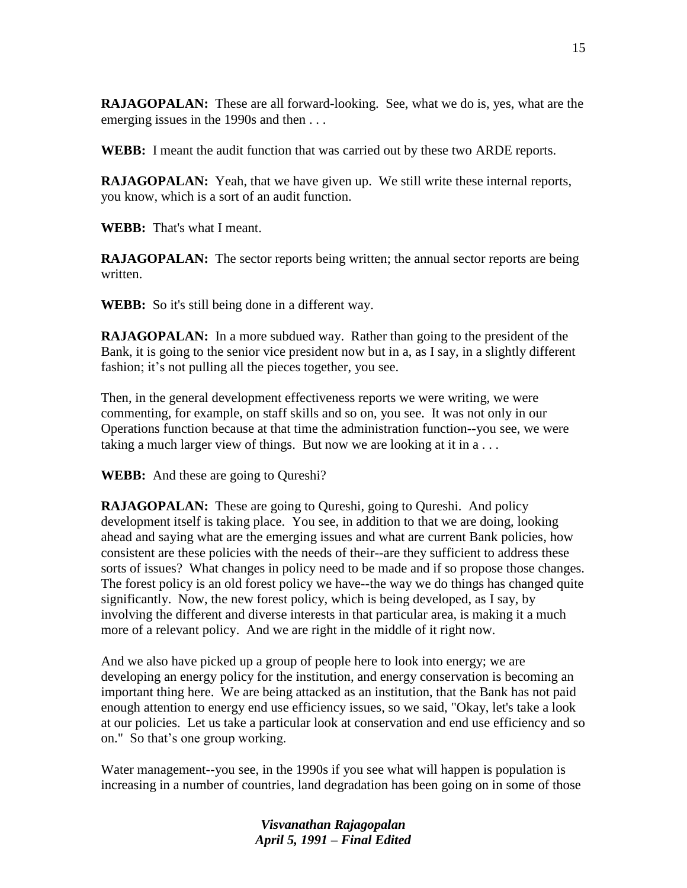**RAJAGOPALAN:** These are all forward-looking. See, what we do is, yes, what are the emerging issues in the 1990s and then . . .

**WEBB:** I meant the audit function that was carried out by these two ARDE reports.

**RAJAGOPALAN:** Yeah, that we have given up. We still write these internal reports, you know, which is a sort of an audit function.

**WEBB:** That's what I meant.

**RAJAGOPALAN:** The sector reports being written; the annual sector reports are being written.

**WEBB:** So it's still being done in a different way.

**RAJAGOPALAN:** In a more subdued way. Rather than going to the president of the Bank, it is going to the senior vice president now but in a, as I say, in a slightly different fashion; it's not pulling all the pieces together, you see.

Then, in the general development effectiveness reports we were writing, we were commenting, for example, on staff skills and so on, you see. It was not only in our Operations function because at that time the administration function--you see, we were taking a much larger view of things. But now we are looking at it in a . . .

**WEBB:** And these are going to Qureshi?

**RAJAGOPALAN:** These are going to Qureshi, going to Qureshi. And policy development itself is taking place. You see, in addition to that we are doing, looking ahead and saying what are the emerging issues and what are current Bank policies, how consistent are these policies with the needs of their--are they sufficient to address these sorts of issues? What changes in policy need to be made and if so propose those changes. The forest policy is an old forest policy we have--the way we do things has changed quite significantly. Now, the new forest policy, which is being developed, as I say, by involving the different and diverse interests in that particular area, is making it a much more of a relevant policy. And we are right in the middle of it right now.

And we also have picked up a group of people here to look into energy; we are developing an energy policy for the institution, and energy conservation is becoming an important thing here. We are being attacked as an institution, that the Bank has not paid enough attention to energy end use efficiency issues, so we said, "Okay, let's take a look at our policies. Let us take a particular look at conservation and end use efficiency and so on." So that's one group working.

Water management--you see, in the 1990s if you see what will happen is population is increasing in a number of countries, land degradation has been going on in some of those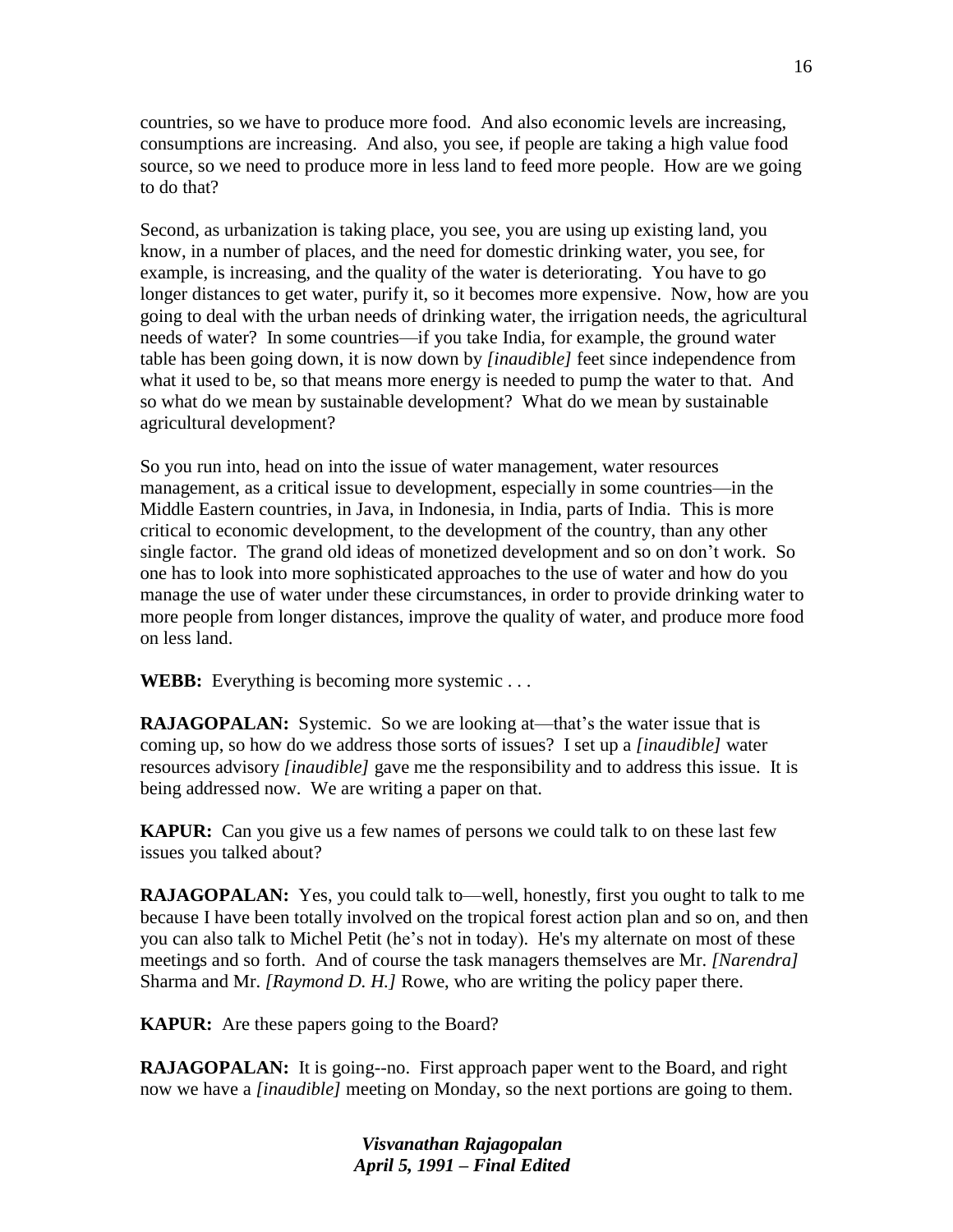countries, so we have to produce more food. And also economic levels are increasing, consumptions are increasing. And also, you see, if people are taking a high value food source, so we need to produce more in less land to feed more people. How are we going to do that?

Second, as urbanization is taking place, you see, you are using up existing land, you know, in a number of places, and the need for domestic drinking water, you see, for example, is increasing, and the quality of the water is deteriorating. You have to go longer distances to get water, purify it, so it becomes more expensive. Now, how are you going to deal with the urban needs of drinking water, the irrigation needs, the agricultural needs of water? In some countries—if you take India, for example, the ground water table has been going down, it is now down by *[inaudible]* feet since independence from what it used to be, so that means more energy is needed to pump the water to that. And so what do we mean by sustainable development? What do we mean by sustainable agricultural development?

So you run into, head on into the issue of water management, water resources management, as a critical issue to development, especially in some countries—in the Middle Eastern countries, in Java, in Indonesia, in India, parts of India. This is more critical to economic development, to the development of the country, than any other single factor. The grand old ideas of monetized development and so on don't work. So one has to look into more sophisticated approaches to the use of water and how do you manage the use of water under these circumstances, in order to provide drinking water to more people from longer distances, improve the quality of water, and produce more food on less land.

**WEBB:** Everything is becoming more systemic . . .

**RAJAGOPALAN:** Systemic. So we are looking at—that's the water issue that is coming up, so how do we address those sorts of issues? I set up a *[inaudible]* water resources advisory *[inaudible]* gave me the responsibility and to address this issue. It is being addressed now. We are writing a paper on that.

**KAPUR:** Can you give us a few names of persons we could talk to on these last few issues you talked about?

**RAJAGOPALAN:** Yes, you could talk to—well, honestly, first you ought to talk to me because I have been totally involved on the tropical forest action plan and so on, and then you can also talk to Michel Petit (he's not in today). He's my alternate on most of these meetings and so forth. And of course the task managers themselves are Mr. *[Narendra]* Sharma and Mr. *[Raymond D. H.]* Rowe, who are writing the policy paper there.

**KAPUR:** Are these papers going to the Board?

**RAJAGOPALAN:** It is going--no. First approach paper went to the Board, and right now we have a *[inaudible]* meeting on Monday, so the next portions are going to them.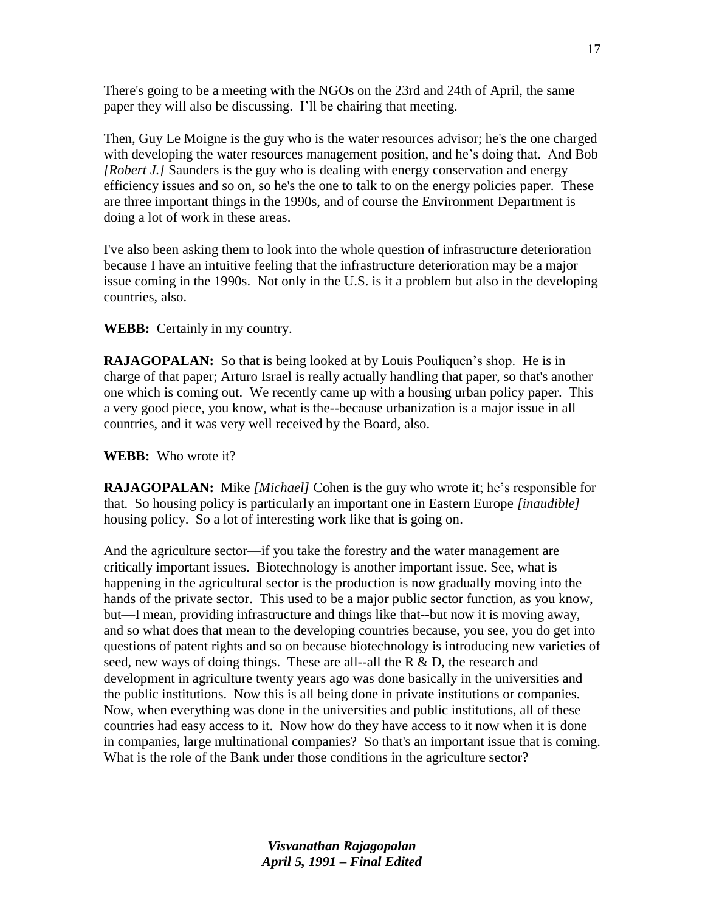There's going to be a meeting with the NGOs on the 23rd and 24th of April, the same paper they will also be discussing. I'll be chairing that meeting.

Then, Guy Le Moigne is the guy who is the water resources advisor; he's the one charged with developing the water resources management position, and he's doing that. And Bob *[Robert J.]* Saunders is the guy who is dealing with energy conservation and energy efficiency issues and so on, so he's the one to talk to on the energy policies paper. These are three important things in the 1990s, and of course the Environment Department is doing a lot of work in these areas.

I've also been asking them to look into the whole question of infrastructure deterioration because I have an intuitive feeling that the infrastructure deterioration may be a major issue coming in the 1990s. Not only in the U.S. is it a problem but also in the developing countries, also.

**WEBB:** Certainly in my country.

**RAJAGOPALAN:** So that is being looked at by Louis Pouliquen's shop. He is in charge of that paper; Arturo Israel is really actually handling that paper, so that's another one which is coming out. We recently came up with a housing urban policy paper. This a very good piece, you know, what is the--because urbanization is a major issue in all countries, and it was very well received by the Board, also.

**WEBB:** Who wrote it?

**RAJAGOPALAN:** Mike *[Michael]* Cohen is the guy who wrote it; he's responsible for that. So housing policy is particularly an important one in Eastern Europe *[inaudible]* housing policy. So a lot of interesting work like that is going on.

And the agriculture sector—if you take the forestry and the water management are critically important issues. Biotechnology is another important issue. See, what is happening in the agricultural sector is the production is now gradually moving into the hands of the private sector. This used to be a major public sector function, as you know, but—I mean, providing infrastructure and things like that--but now it is moving away, and so what does that mean to the developing countries because, you see, you do get into questions of patent rights and so on because biotechnology is introducing new varieties of seed, new ways of doing things. These are all--all the R & D, the research and development in agriculture twenty years ago was done basically in the universities and the public institutions. Now this is all being done in private institutions or companies. Now, when everything was done in the universities and public institutions, all of these countries had easy access to it. Now how do they have access to it now when it is done in companies, large multinational companies? So that's an important issue that is coming. What is the role of the Bank under those conditions in the agriculture sector?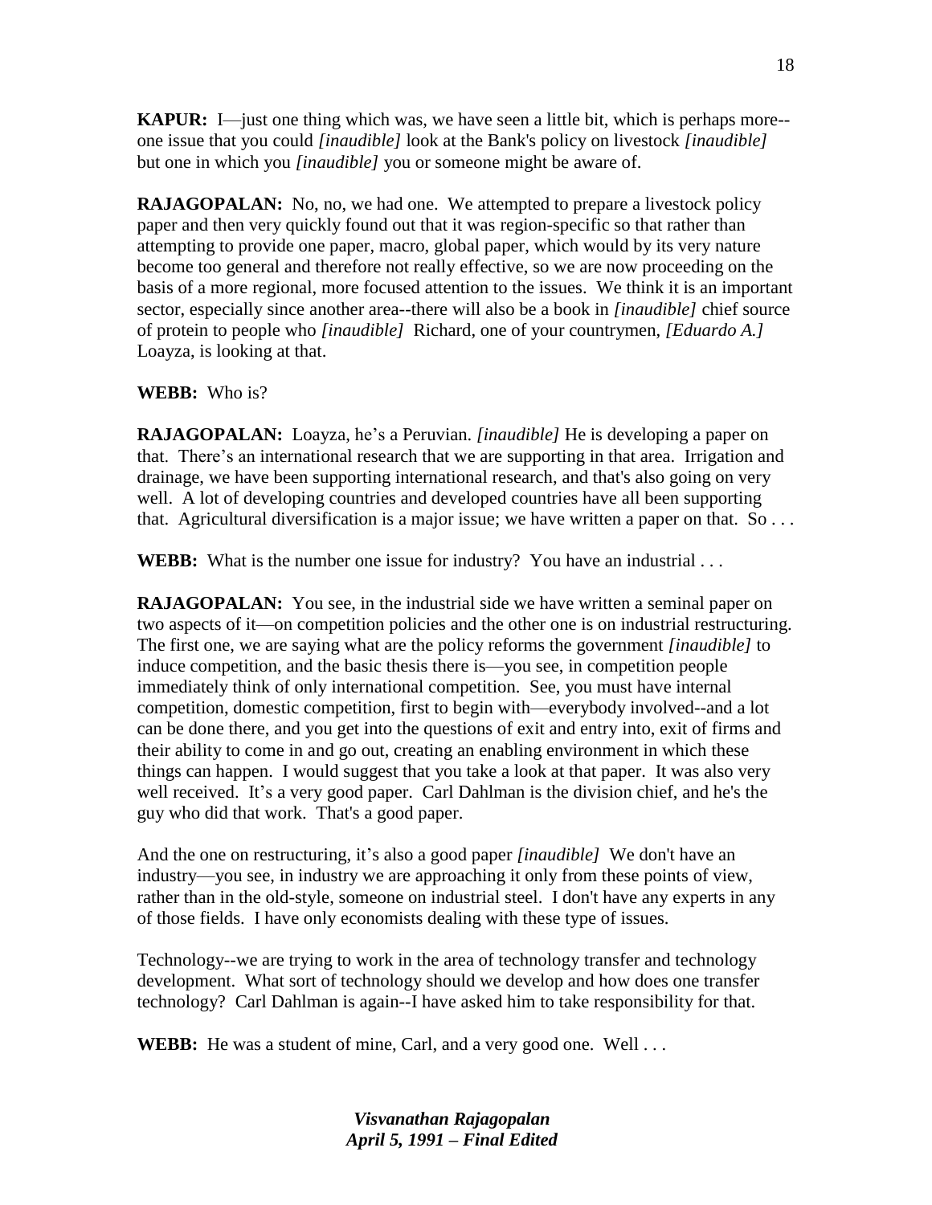**KAPUR:** I—just one thing which was, we have seen a little bit, which is perhaps more--one issue that you could *[inaudible]* look at the Bank's policy on livestock *[inaudible]* but one in which you *[inaudible]* you or someone might be aware of.

**RAJAGOPALAN:** No, no, we had one. We attempted to prepare a livestock policy paper and then very quickly found out that it was region-specific so that rather than attempting to provide one paper, macro, global paper, which would by its very nature become too general and therefore not really effective, so we are now proceeding on the basis of a more regional, more focused attention to the issues. We think it is an important sector, especially since another area--there will also be a book in *[inaudible]* chief source of protein to people who *[inaudible]* Richard, one of your countrymen, *[Eduardo A.]* Loayza, is looking at that.

**WEBB:** Who is?

**RAJAGOPALAN:** Loayza, he's a Peruvian. *[inaudible]* He is developing a paper on that. There's an international research that we are supporting in that area. Irrigation and drainage, we have been supporting international research, and that's also going on very well. A lot of developing countries and developed countries have all been supporting that. Agricultural diversification is a major issue; we have written a paper on that. So . . .

**WEBB:** What is the number one issue for industry? You have an industrial . . .

**RAJAGOPALAN:** You see, in the industrial side we have written a seminal paper on two aspects of it—on competition policies and the other one is on industrial restructuring. The first one, we are saying what are the policy reforms the government *[inaudible]* to induce competition, and the basic thesis there is—you see, in competition people immediately think of only international competition. See, you must have internal competition, domestic competition, first to begin with—everybody involved--and a lot can be done there, and you get into the questions of exit and entry into, exit of firms and their ability to come in and go out, creating an enabling environment in which these things can happen. I would suggest that you take a look at that paper. It was also very well received. It's a very good paper. Carl Dahlman is the division chief, and he's the guy who did that work. That's a good paper.

And the one on restructuring, it's also a good paper *[inaudible]* We don't have an industry—you see, in industry we are approaching it only from these points of view, rather than in the old-style, someone on industrial steel. I don't have any experts in any of those fields. I have only economists dealing with these type of issues.

Technology--we are trying to work in the area of technology transfer and technology development. What sort of technology should we develop and how does one transfer technology? Carl Dahlman is again--I have asked him to take responsibility for that.

**WEBB:** He was a student of mine, Carl, and a very good one. Well . . .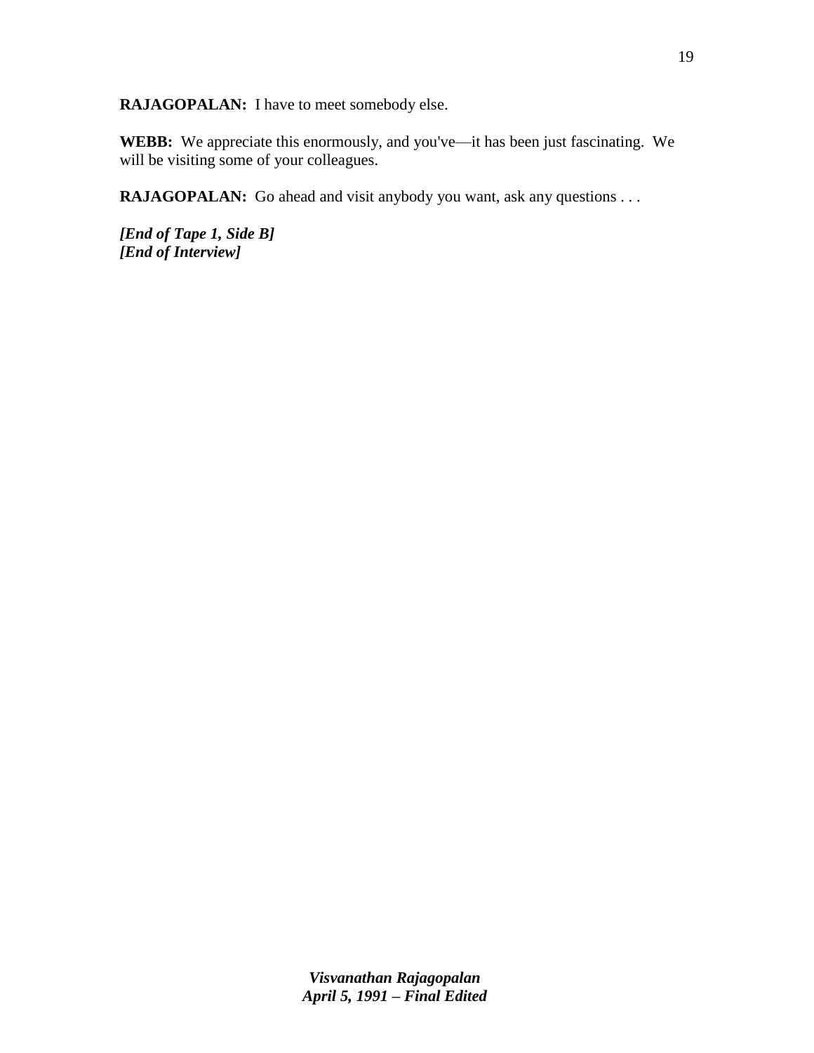**RAJAGOPALAN:** I have to meet somebody else.

**WEBB:** We appreciate this enormously, and you've—it has been just fascinating. We will be visiting some of your colleagues.

**RAJAGOPALAN:** Go ahead and visit anybody you want, ask any questions . . .

***[End of Tape 1, Side B]***
***[End of Interview]***